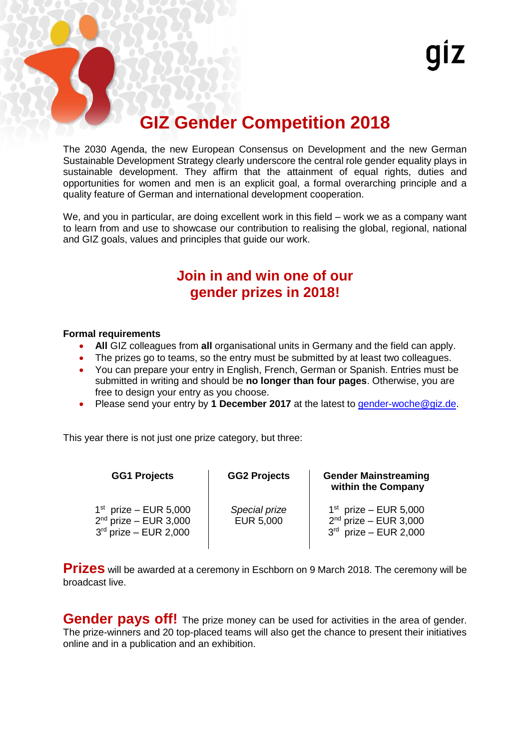giz

# GIZ Gender Competition 2018

The 2030 Agenda, the new European Consensus on Development and the new German Sustainable Development Strategy clearly underscore the central role gender equality plays in sustainable development. They affirm that the attainment of equal rights, duties and opportunities for women and men is an explicit goal, a formal overarching principle and a quality feature of German and international development cooperation.

We, and you in particular, are doing excellent work in this field – work we as a company want to learn from and use to showcase our contribution to realising the global, regional, national and GIZ goals, values and principles that guide our work.

## Join in and win one of our gender prizes in 2018!

**Formal requirements**

- **All** GIZ colleagues from **all** organisational units in Germany and the field can apply.
- The prizes go to teams, so the entry must be submitted by at least two colleagues.
- You can prepare your entry in English, French, German or Spanish. Entries must be submitted in writing and should be **no longer than four pages**. Otherwise, you are free to design your entry as you choose.
- Please send your entry by **1 December 2017** at the latest to gender-woche@giz.de.

This year there is not just one prize category, but three:

| GG1 Projects | GG2 Projects | Gender Mainstreaming within the Company |
|---|---|---|
| 1st prize – EUR 5,000<br>2nd prize – EUR 3,000<br>3rd prize – EUR 2,000 | *Special prize*<br>EUR 5,000 | 1st prize – EUR 5,000<br>2nd prize – EUR 3,000<br>3rd prize – EUR 2,000 |

**Prizes** will be awarded at a ceremony in Eschborn on 9 March 2018. The ceremony will be broadcast live.

**Gender pays off!** The prize money can be used for activities in the area of gender. The prize-winners and 20 top-placed teams will also get the chance to present their initiatives online and in a publication and an exhibition.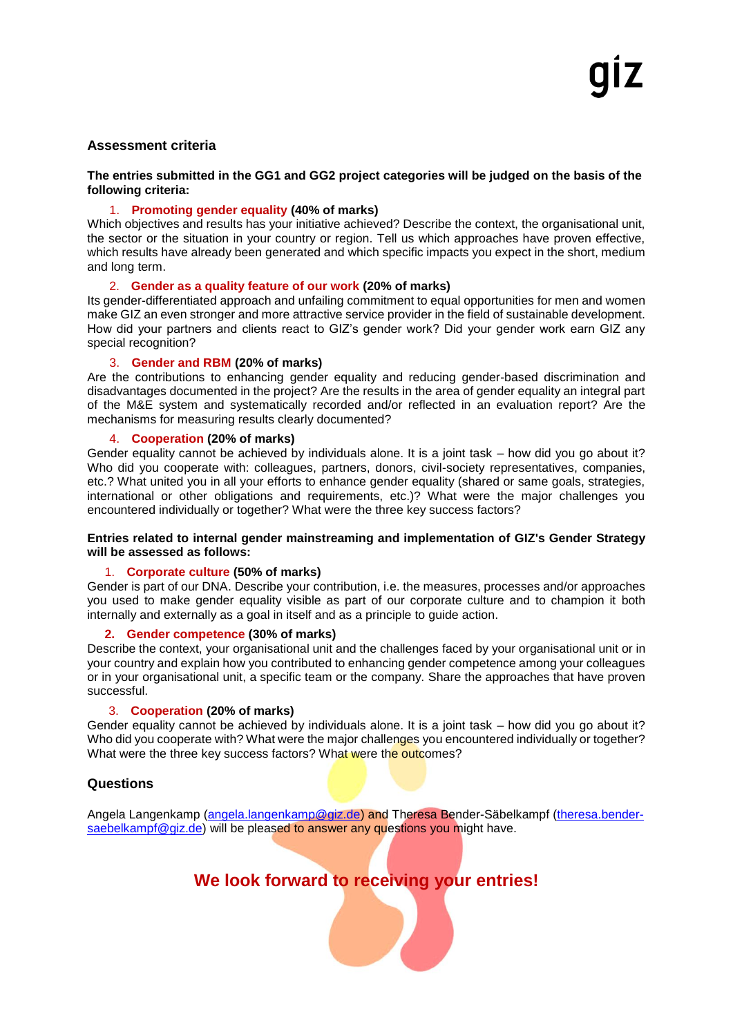## Assessment criteria

**The entries submitted in the GG1 and GG2 project categories will be judged on the basis of the following criteria:**

1. **Promoting gender equality (40% of marks)**

Which objectives and results has your initiative achieved? Describe the context, the organisational unit, the sector or the situation in your country or region. Tell us which approaches have proven effective, which results have already been generated and which specific impacts you expect in the short, medium and long term.

2. **Gender as a quality feature of our work (20% of marks)**

Its gender-differentiated approach and unfailing commitment to equal opportunities for men and women make GIZ an even stronger and more attractive service provider in the field of sustainable development. How did your partners and clients react to GIZ's gender work? Did your gender work earn GIZ any special recognition?

3. **Gender and RBM (20% of marks)**

Are the contributions to enhancing gender equality and reducing gender-based discrimination and disadvantages documented in the project? Are the results in the area of gender equality an integral part of the M&E system and systematically recorded and/or reflected in an evaluation report? Are the mechanisms for measuring results clearly documented?

4. **Cooperation (20% of marks)**

Gender equality cannot be achieved by individuals alone. It is a joint task – how did you go about it? Who did you cooperate with: colleagues, partners, donors, civil-society representatives, companies, etc.? What united you in all your efforts to enhance gender equality (shared or same goals, strategies, international or other obligations and requirements, etc.)? What were the major challenges you encountered individually or together? What were the three key success factors?

**Entries related to internal gender mainstreaming and implementation of GIZ's Gender Strategy will be assessed as follows:**

1. **Corporate culture (50% of marks)**

Gender is part of our DNA. Describe your contribution, i.e. the measures, processes and/or approaches you used to make gender equality visible as part of our corporate culture and to champion it both internally and externally as a goal in itself and as a principle to guide action.

2. **Gender competence (30% of marks)**

Describe the context, your organisational unit and the challenges faced by your organisational unit or in your country and explain how you contributed to enhancing gender competence among your colleagues or in your organisational unit, a specific team or the company. Share the approaches that have proven successful.

3. **Cooperation (20% of marks)**

Gender equality cannot be achieved by individuals alone. It is a joint task – how did you go about it? Who did you cooperate with? What were the major challenges you encountered individually or together? What were the three key success factors? What were the outcomes?

## Questions

Angela Langenkamp (angela.langenkamp@giz.de) and Theresa Bender-Säbelkampf (theresa.bender-saebelkampf@giz.de) will be pleased to answer any questions you might have.

**We look forward to receiving your entries!**